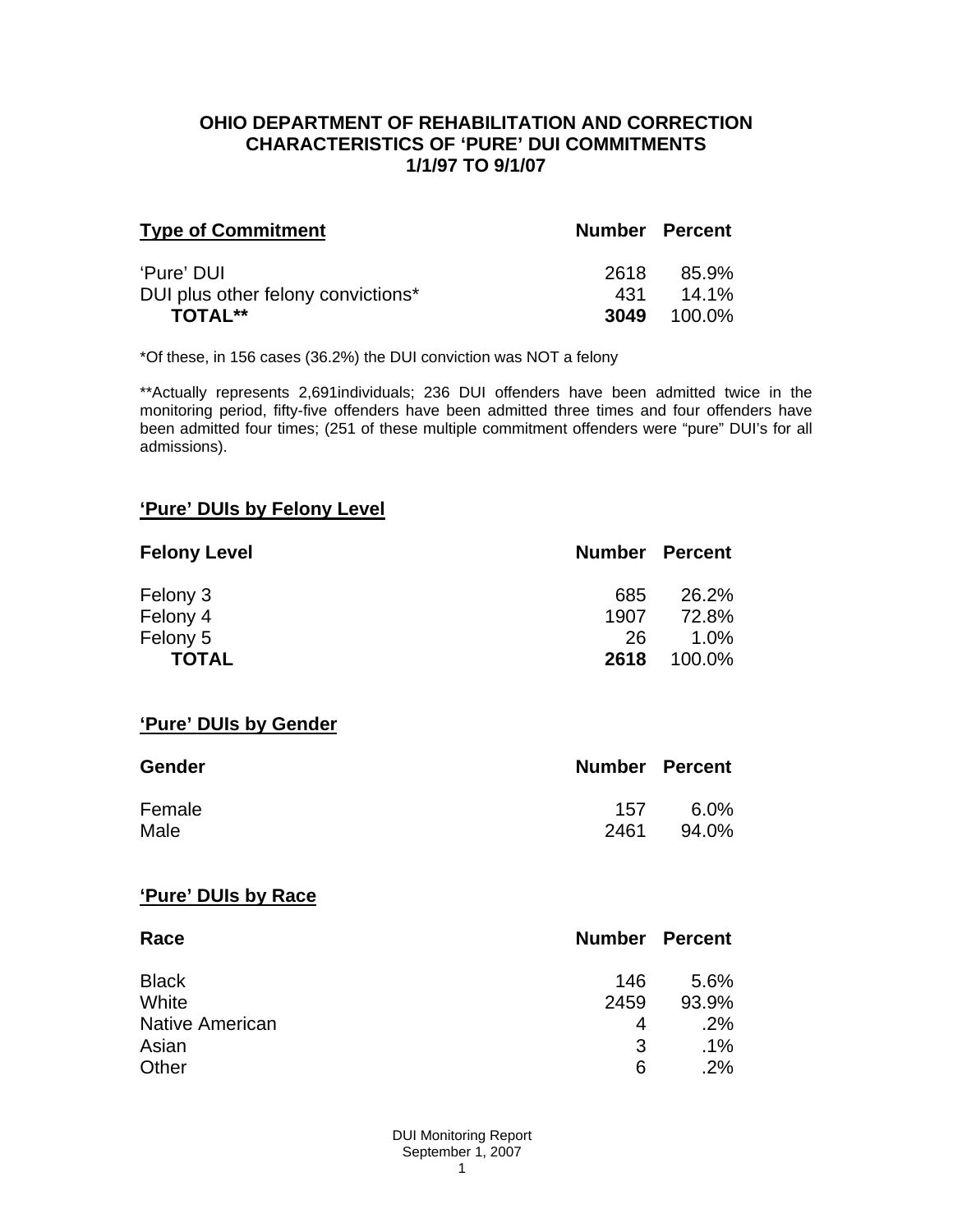# OHIO DEPARTMENT OF REHABILITATION AND CORRECTION
## CHARACTERISTICS OF 'PURE' DUI COMMITMENTS
### 1/1/97 TO 9/1/07

| Type of Commitment | Number | Percent |
|---|---|---|
| 'Pure' DUI | 2618 | 85.9% |
| DUI plus other felony convictions* | 431 | 14.1% |
| **TOTAL**** | **3049** | 100.0% |

*Of these, in 156 cases (36.2%) the DUI conviction was NOT a felony

**Actually represents 2,691individuals; 236 DUI offenders have been admitted twice in the monitoring period, fifty-five offenders have been admitted three times and four offenders have been admitted four times; (251 of these multiple commitment offenders were "pure" DUI's for all admissions).

## 'Pure' DUIs by Felony Level

| Felony Level | Number | Percent |
|---|---|---|
| Felony 3 | 685 | 26.2% |
| Felony 4 | 1907 | 72.8% |
| Felony 5 | 26 | 1.0% |
| **TOTAL** | **2618** | 100.0% |

## 'Pure' DUIs by Gender

| Gender | Number | Percent |
|---|---|---|
| Female | 157 | 6.0% |
| Male | 2461 | 94.0% |

## 'Pure' DUIs by Race

| Race | Number | Percent |
|---|---|---|
| Black | 146 | 5.6% |
| White | 2459 | 93.9% |
| Native American | 4 | .2% |
| Asian | 3 | .1% |
| Other | 6 | .2% |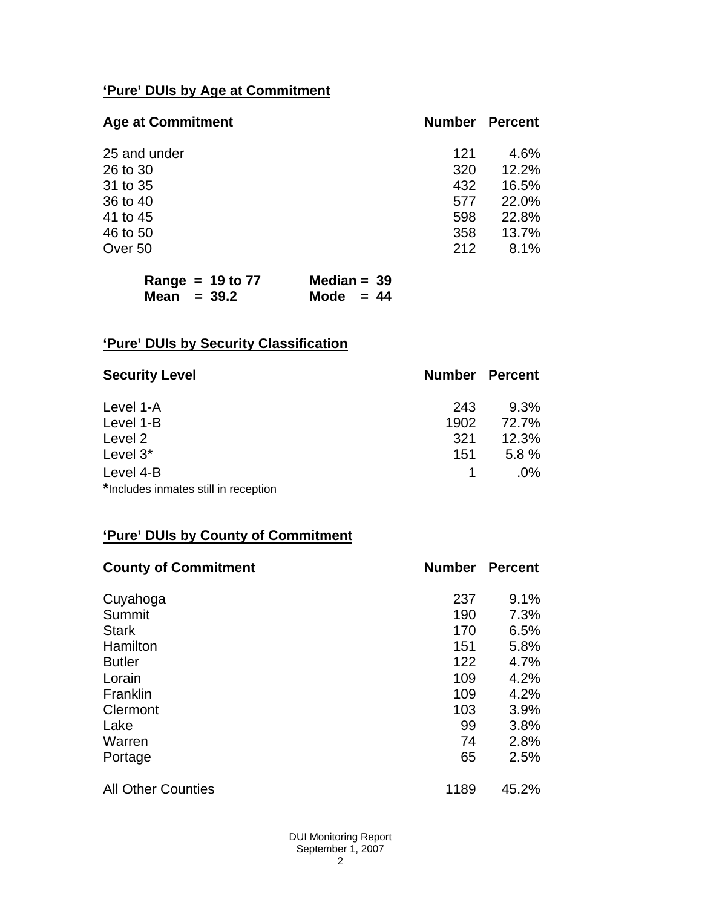## 'Pure' DUIs by Age at Commitment

| Age at Commitment | Number | Percent |
|---|---|---|
| 25 and under | 121 | 4.6% |
| 26 to 30 | 320 | 12.2% |
| 31 to 35 | 432 | 16.5% |
| 36 to 40 | 577 | 22.0% |
| 41 to 45 | 598 | 22.8% |
| 46 to 50 | 358 | 13.7% |
| Over 50 | 212 | 8.1% |

**Range = 19 to 77** **Median = 39**
**Mean = 39.2** **Mode = 44**

## 'Pure' DUIs by Security Classification

| Security Level | Number | Percent |
|---|---|---|
| Level 1-A | 243 | 9.3% |
| Level 1-B | 1902 | 72.7% |
| Level 2 | 321 | 12.3% |
| Level 3* | 151 | 5.8 % |
| Level 4-B | 1 | .0% |

***Includes inmates still in reception**

## 'Pure' DUIs by County of Commitment

| County of Commitment | Number | Percent |
|---|---|---|
| Cuyahoga | 237 | 9.1% |
| Summit | 190 | 7.3% |
| Stark | 170 | 6.5% |
| Hamilton | 151 | 5.8% |
| Butler | 122 | 4.7% |
| Lorain | 109 | 4.2% |
| Franklin | 109 | 4.2% |
| Clermont | 103 | 3.9% |
| Lake | 99 | 3.8% |
| Warren | 74 | 2.8% |
| Portage | 65 | 2.5% |
| All Other Counties | 1189 | 45.2% |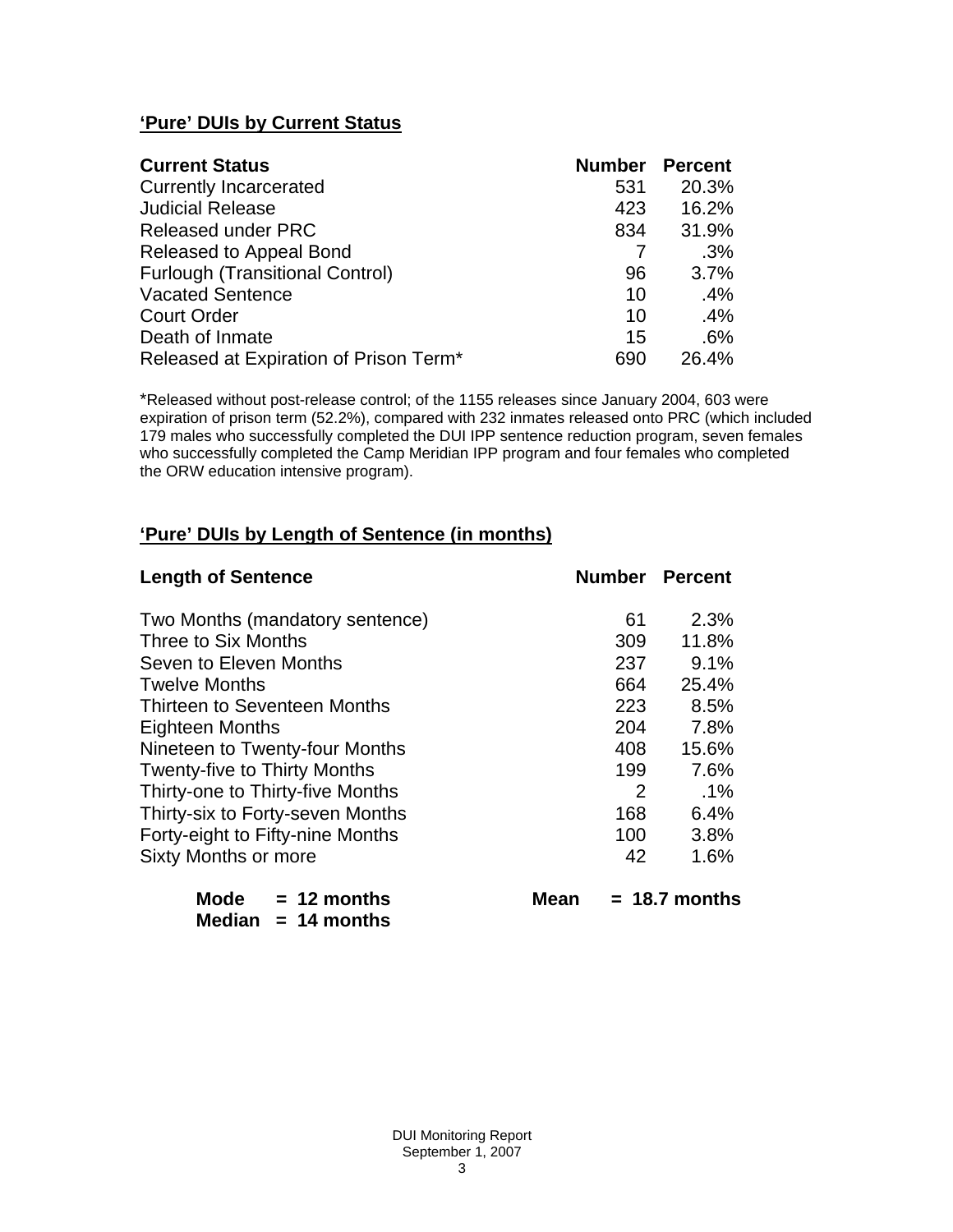## 'Pure' DUIs by Current Status

| Current Status | Number | Percent |
|---|---|---|
| Currently Incarcerated | 531 | 20.3% |
| Judicial Release | 423 | 16.2% |
| Released under PRC | 834 | 31.9% |
| Released to Appeal Bond | 7 | .3% |
| Furlough (Transitional Control) | 96 | 3.7% |
| Vacated Sentence | 10 | .4% |
| Court Order | 10 | .4% |
| Death of Inmate | 15 | .6% |
| Released at Expiration of Prison Term* | 690 | 26.4% |

*Released without post-release control; of the 1155 releases since January 2004, 603 were expiration of prison term (52.2%), compared with 232 inmates released onto PRC (which included 179 males who successfully completed the DUI IPP sentence reduction program, seven females who successfully completed the Camp Meridian IPP program and four females who completed the ORW education intensive program).

## 'Pure' DUIs by Length of Sentence (in months)

| Length of Sentence | Number | Percent |
|---|---|---|
| Two Months (mandatory sentence) | 61 | 2.3% |
| Three to Six Months | 309 | 11.8% |
| Seven to Eleven Months | 237 | 9.1% |
| Twelve Months | 664 | 25.4% |
| Thirteen to Seventeen Months | 223 | 8.5% |
| Eighteen Months | 204 | 7.8% |
| Nineteen to Twenty-four Months | 408 | 15.6% |
| Twenty-five to Thirty Months | 199 | 7.6% |
| Thirty-one to Thirty-five Months | 2 | .1% |
| Thirty-six to Forty-seven Months | 168 | 6.4% |
| Forty-eight to Fifty-nine Months | 100 | 3.8% |
| Sixty Months or more | 42 | 1.6% |

**Mode = 12 months** **Mean = 18.7 months**
**Median = 14 months**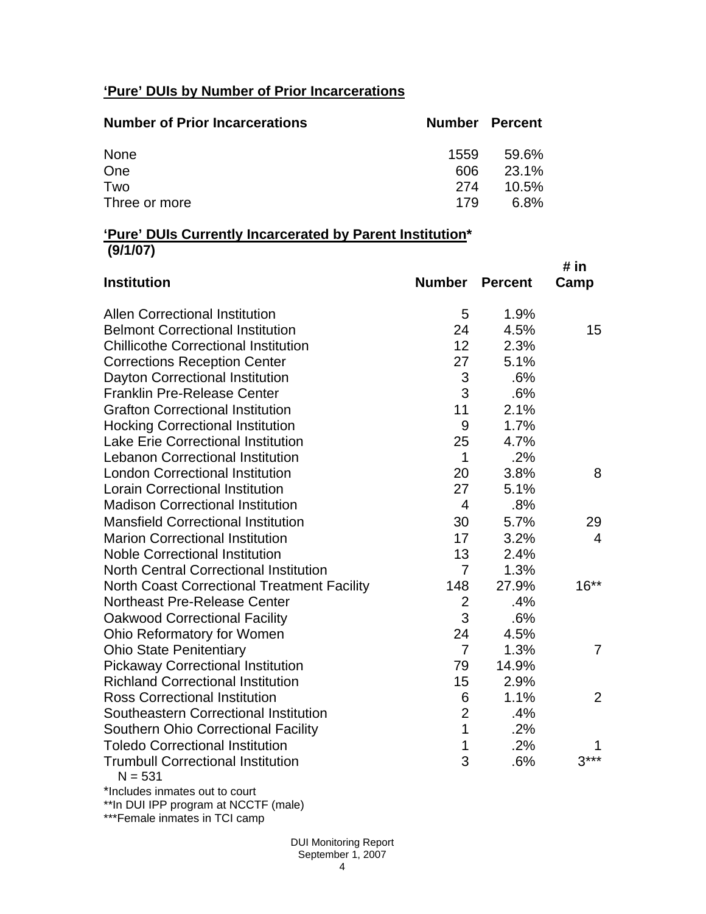**'Pure' DUIs by Number of Prior Incarcerations**

| Number of Prior Incarcerations | Number | Percent |
|---|---|---|
| None | 1559 | 59.6% |
| One | 606 | 23.1% |
| Two | 274 | 10.5% |
| Three or more | 179 | 6.8% |

**'Pure' DUIs Currently Incarcerated by Parent Institution***
**(9/1/07)**

| Institution | Number | Percent | # in Camp |
|---|---|---|---|
| Allen Correctional Institution | 5 | 1.9% | |
| Belmont Correctional Institution | 24 | 4.5% | 15 |
| Chillicothe Correctional Institution | 12 | 2.3% | |
| Corrections Reception Center | 27 | 5.1% | |
| Dayton Correctional Institution | 3 | .6% | |
| Franklin Pre-Release Center | 3 | .6% | |
| Grafton Correctional Institution | 11 | 2.1% | |
| Hocking Correctional Institution | 9 | 1.7% | |
| Lake Erie Correctional Institution | 25 | 4.7% | |
| Lebanon Correctional Institution | 1 | .2% | |
| London Correctional Institution | 20 | 3.8% | 8 |
| Lorain Correctional Institution | 27 | 5.1% | |
| Madison Correctional Institution | 4 | .8% | |
| Mansfield Correctional Institution | 30 | 5.7% | 29 |
| Marion Correctional Institution | 17 | 3.2% | 4 |
| Noble Correctional Institution | 13 | 2.4% | |
| North Central Correctional Institution | 7 | 1.3% | |
| North Coast Correctional Treatment Facility | 148 | 27.9% | 16** |
| Northeast Pre-Release Center | 2 | .4% | |
| Oakwood Correctional Facility | 3 | .6% | |
| Ohio Reformatory for Women | 24 | 4.5% | |
| Ohio State Penitentiary | 7 | 1.3% | 7 |
| Pickaway Correctional Institution | 79 | 14.9% | |
| Richland Correctional Institution | 15 | 2.9% | |
| Ross Correctional Institution | 6 | 1.1% | 2 |
| Southeastern Correctional Institution | 2 | .4% | |
| Southern Ohio Correctional Facility | 1 | .2% | |
| Toledo Correctional Institution | 1 | .2% | 1 |
| Trumbull Correctional Institution | 3 | .6% | 3*** |

N = 531

*Includes inmates out to court
**In DUI IPP program at NCCTF (male)
***Female inmates in TCI camp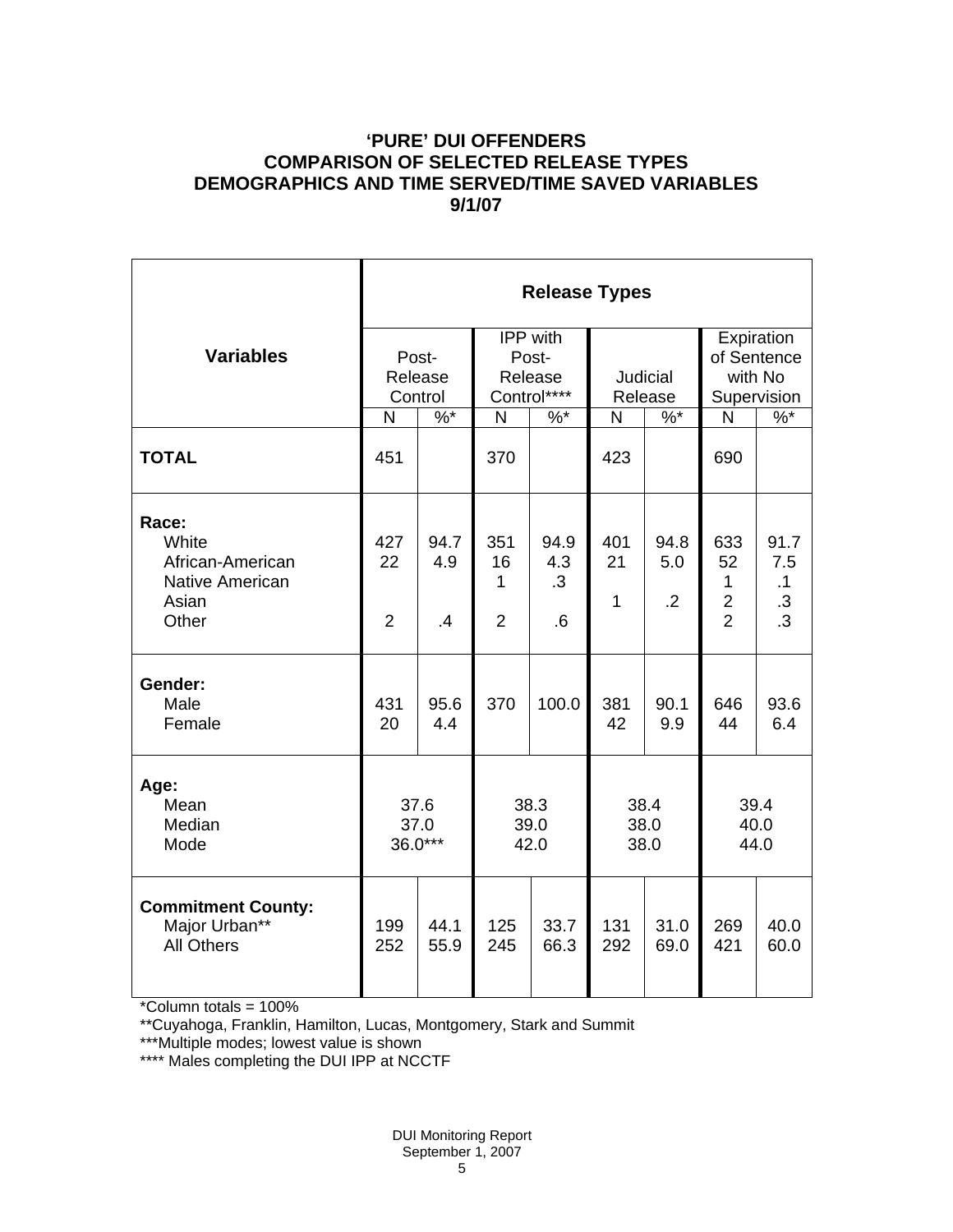# 'PURE' DUI OFFENDERS
## COMPARISON OF SELECTED RELEASE TYPES
## DEMOGRAPHICS AND TIME SERVED/TIME SAVED VARIABLES
## 9/1/07

| Variables | Release Types | | | | | | | |
|---|---|---|---|---|---|---|---|---|
| | Post-Release Control | | IPP with Post-Release Control**** | | Judicial Release | | Expiration of Sentence with No Supervision | |
| | N | %* | N | %* | N | %* | N | %* |
| **TOTAL** | 451 | | 370 | | 423 | | 690 | |
| **Race:** | | | | | | | | |
| White | 427 | 94.7 | 351 | 94.9 | 401 | 94.8 | 633 | 91.7 |
| African-American | 22 | 4.9 | 16 | 4.3 | 21 | 5.0 | 52 | 7.5 |
| Native American | | | 1 | .3 | | | 1 | .1 |
| Asian | | | | | 1 | .2 | 2 | .3 |
| Other | 2 | .4 | 2 | .6 | | | 2 | .3 |
| **Gender:** | | | | | | | | |
| Male | 431 | 95.6 | 370 | 100.0 | 381 | 90.1 | 646 | 93.6 |
| Female | 20 | 4.4 | | | 42 | 9.9 | 44 | 6.4 |
| **Age:** | | | | | | | | |
| Mean | 37.6 | | 38.3 | | 38.4 | | 39.4 | |
| Median | 37.0 | | 39.0 | | 38.0 | | 40.0 | |
| Mode | 36.0*** | | 42.0 | | 38.0 | | 44.0 | |
| **Commitment County:** | | | | | | | | |
| Major Urban** | 199 | 44.1 | 125 | 33.7 | 131 | 31.0 | 269 | 40.0 |
| All Others | 252 | 55.9 | 245 | 66.3 | 292 | 69.0 | 421 | 60.0 |

*Column totals = 100%

**Cuyahoga, Franklin, Hamilton, Lucas, Montgomery, Stark and Summit

***Multiple modes; lowest value is shown

**** Males completing the DUI IPP at NCCTF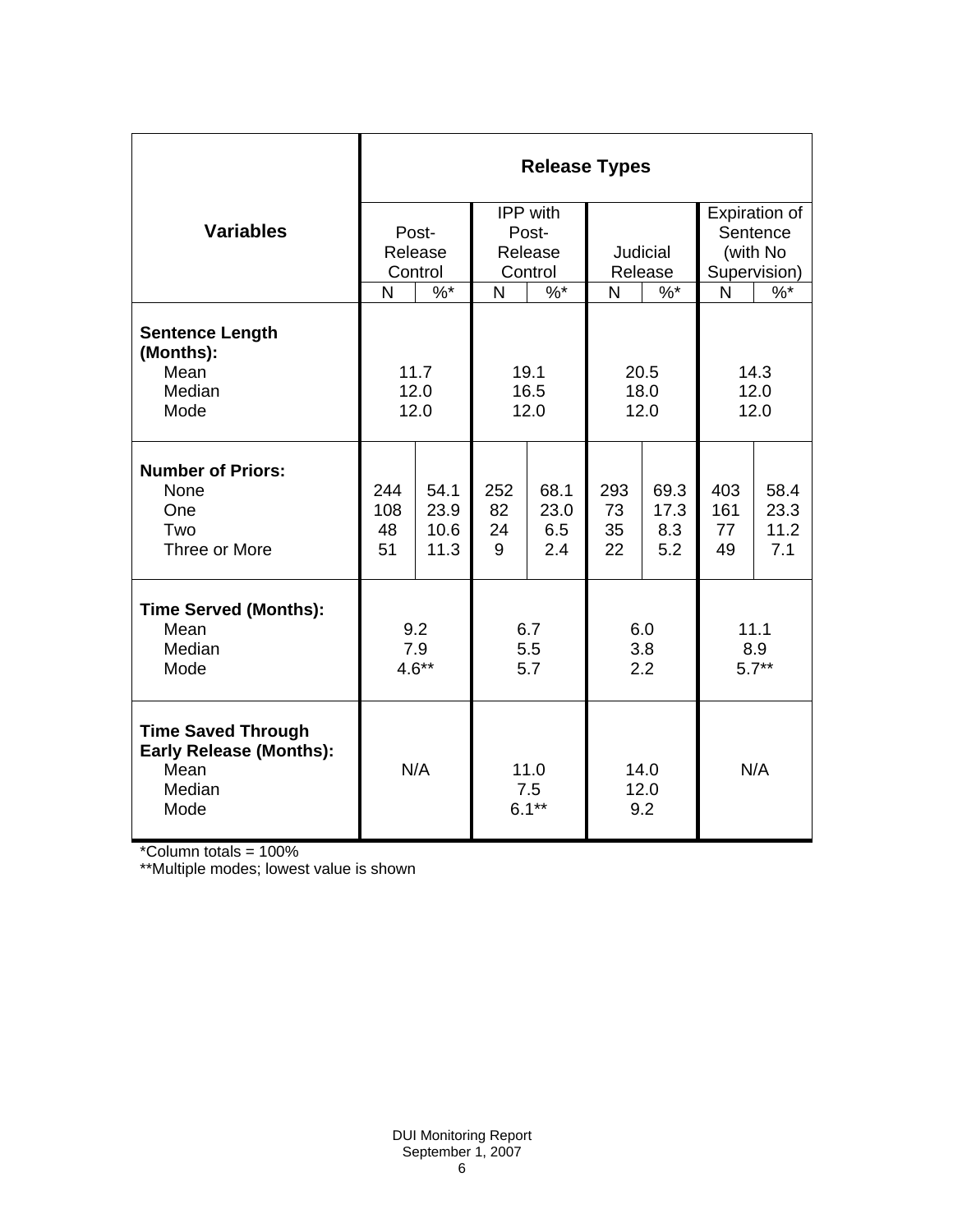| Variables | Release Types | | | | | | | |
|---|---|---|---|---|---|---|---|---|
| | Post-Release Control | | IPP with Post-Release Control | | Judicial Release | | Expiration of Sentence (with No Supervision) | |
| | N | %* | N | %* | N | %* | N | %* |
| **Sentence Length (Months):** | | | | | | | | |
| Mean | 11.7 | | 19.1 | | 20.5 | | 14.3 | |
| Median | 12.0 | | 16.5 | | 18.0 | | 12.0 | |
| Mode | 12.0 | | 12.0 | | 12.0 | | 12.0 | |
| **Number of Priors:** | | | | | | | | |
| None | 244 | 54.1 | 252 | 68.1 | 293 | 69.3 | 403 | 58.4 |
| One | 108 | 23.9 | 82 | 23.0 | 73 | 17.3 | 161 | 23.3 |
| Two | 48 | 10.6 | 24 | 6.5 | 35 | 8.3 | 77 | 11.2 |
| Three or More | 51 | 11.3 | 9 | 2.4 | 22 | 5.2 | 49 | 7.1 |
| **Time Served (Months):** | | | | | | | | |
| Mean | 9.2 | | 6.7 | | 6.0 | | 11.1 | |
| Median | 7.9 | | 5.5 | | 3.8 | | 8.9 | |
| Mode | 4.6** | | 5.7 | | 2.2 | | 5.7** | |
| **Time Saved Through Early Release (Months):** | | | | | | | | |
| Mean | N/A | | 11.0 | | 14.0 | | N/A | |
| Median | | | 7.5 | | 12.0 | | | |
| Mode | | | 6.1** | | 9.2 | | | |

*Column totals = 100%

**Multiple modes; lowest value is shown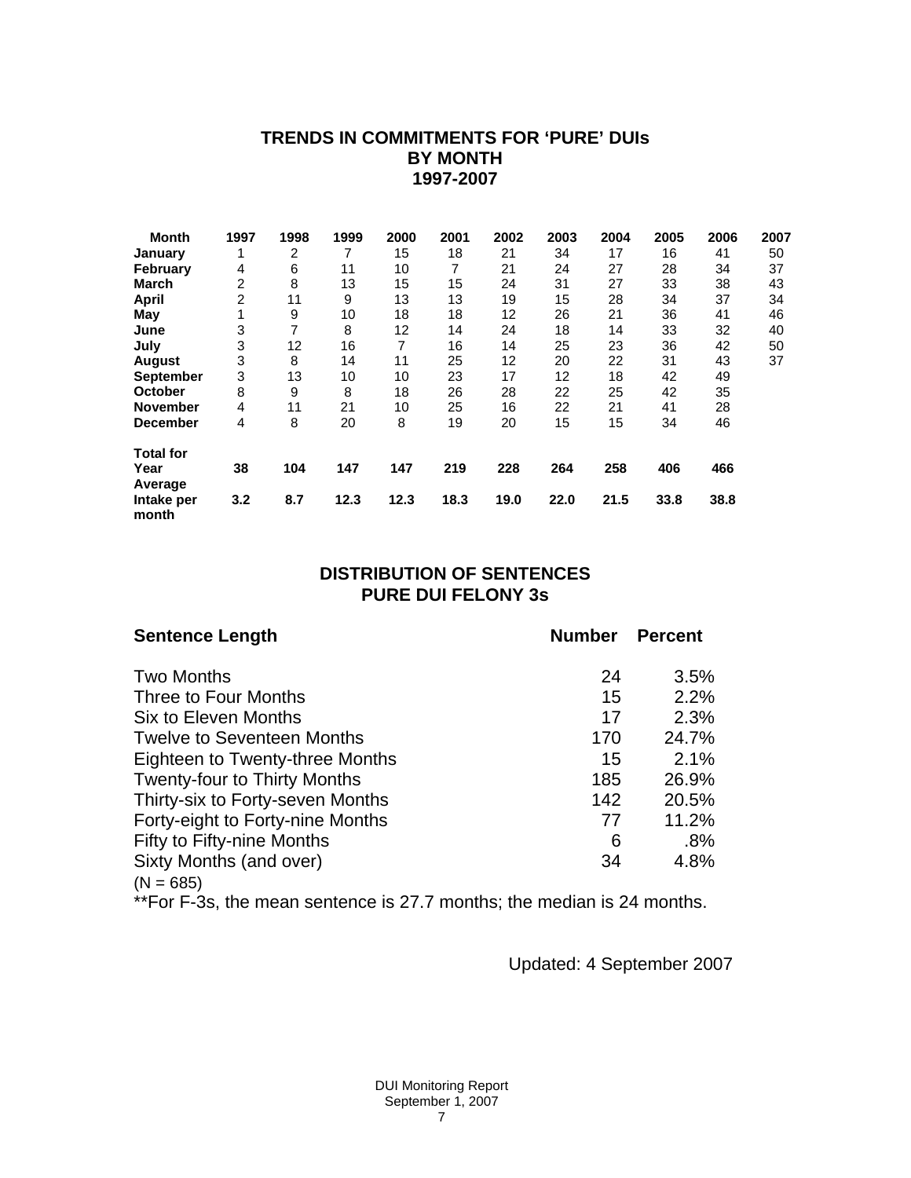### TRENDS IN COMMITMENTS FOR 'PURE' DUIs
### BY MONTH
### 1997-2007

| Month | 1997 | 1998 | 1999 | 2000 | 2001 | 2002 | 2003 | 2004 | 2005 | 2006 | 2007 |
|---|---|---|---|---|---|---|---|---|---|---|---|
| **January** | 1 | 2 | 7 | 15 | 18 | 21 | 34 | 17 | 16 | 41 | 50 |
| **February** | 4 | 6 | 11 | 10 | 7 | 21 | 24 | 27 | 28 | 34 | 37 |
| **March** | 2 | 8 | 13 | 15 | 15 | 24 | 31 | 27 | 33 | 38 | 43 |
| **April** | 2 | 11 | 9 | 13 | 13 | 19 | 15 | 28 | 34 | 37 | 34 |
| **May** | 1 | 9 | 10 | 18 | 18 | 12 | 26 | 21 | 36 | 41 | 46 |
| **June** | 3 | 7 | 8 | 12 | 14 | 24 | 18 | 14 | 33 | 32 | 40 |
| **July** | 3 | 12 | 16 | 7 | 16 | 14 | 25 | 23 | 36 | 42 | 50 |
| **August** | 3 | 8 | 14 | 11 | 25 | 12 | 20 | 22 | 31 | 43 | 37 |
| **September** | 3 | 13 | 10 | 10 | 23 | 17 | 12 | 18 | 42 | 49 | |
| **October** | 8 | 9 | 8 | 18 | 26 | 28 | 22 | 25 | 42 | 35 | |
| **November** | 4 | 11 | 21 | 10 | 25 | 16 | 22 | 21 | 41 | 28 | |
| **December** | 4 | 8 | 20 | 8 | 19 | 20 | 15 | 15 | 34 | 46 | |
| **Total for Year** | **38** | **104** | **147** | **147** | **219** | **228** | **264** | **258** | **406** | **466** | |
| **Average Intake per month** | **3.2** | **8.7** | **12.3** | **12.3** | **18.3** | **19.0** | **22.0** | **21.5** | **33.8** | **38.8** | |

### DISTRIBUTION OF SENTENCES
### PURE DUI FELONY 3s

| Sentence Length | Number | Percent |
|---|---|---|
| Two Months | 24 | 3.5% |
| Three to Four Months | 15 | 2.2% |
| Six to Eleven Months | 17 | 2.3% |
| Twelve to Seventeen Months | 170 | 24.7% |
| Eighteen to Twenty-three Months | 15 | 2.1% |
| Twenty-four to Thirty Months | 185 | 26.9% |
| Thirty-six to Forty-seven Months | 142 | 20.5% |
| Forty-eight to Forty-nine Months | 77 | 11.2% |
| Fifty to Fifty-nine Months | 6 | .8% |
| Sixty Months (and over) | 34 | 4.8% |

(N = 685)

**For F-3s, the mean sentence is 27.7 months; the median is 24 months.

Updated: 4 September 2007